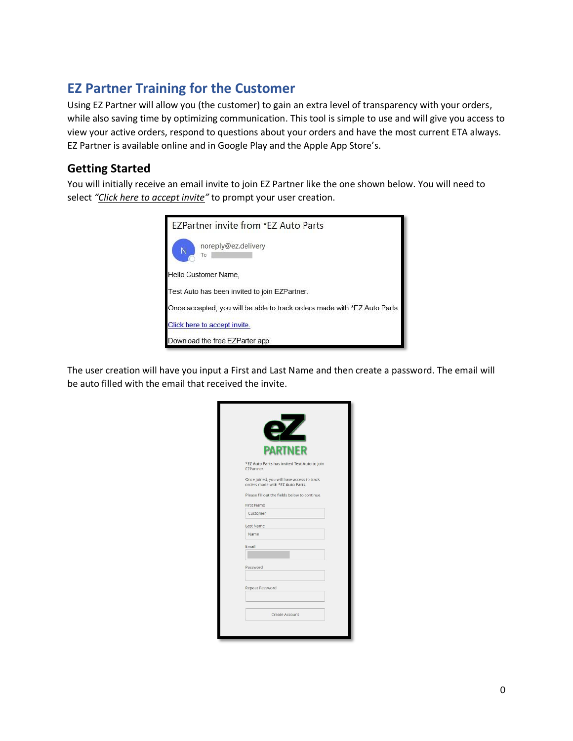## EZ Partner Training for the Customer

Using EZ Partner will allow you (the customer) to gain an extra level of transparency with your orders, while also saving time by optimizing communication. This tool is simple to use and will give you access to view your active orders, respond to questions about your orders and have the most current ETA always. EZ Partner is available online and in Google Play and the Apple App Store's.

### Getting Started

You will initially receive an email invite to join EZ Partner like the one shown below. You will need to select *"Click here to accept invite"* to prompt your user creation.

EZPartner invite from *EZ Auto Parts

noreply@ez.delivery
To

Hello Customer Name,

Test Auto has been invited to join EZPartner.

Once accepted, you will be able to track orders made with *EZ Auto Parts.

Click here to accept invite.

Download the free EZParter app

The user creation will have you input a First and Last Name and then create a password. The email will be auto filled with the email that received the invite.

eZ PARTNER

*EZ Auto Parts has invited Test Auto to join EZPartner.

Once joined, you will have access to track orders made with *EZ Auto Parts.

Please fill out the fields below to continue.

First Name: Customer

Last Name: Name

Email

Password

Repeat Password

Create Account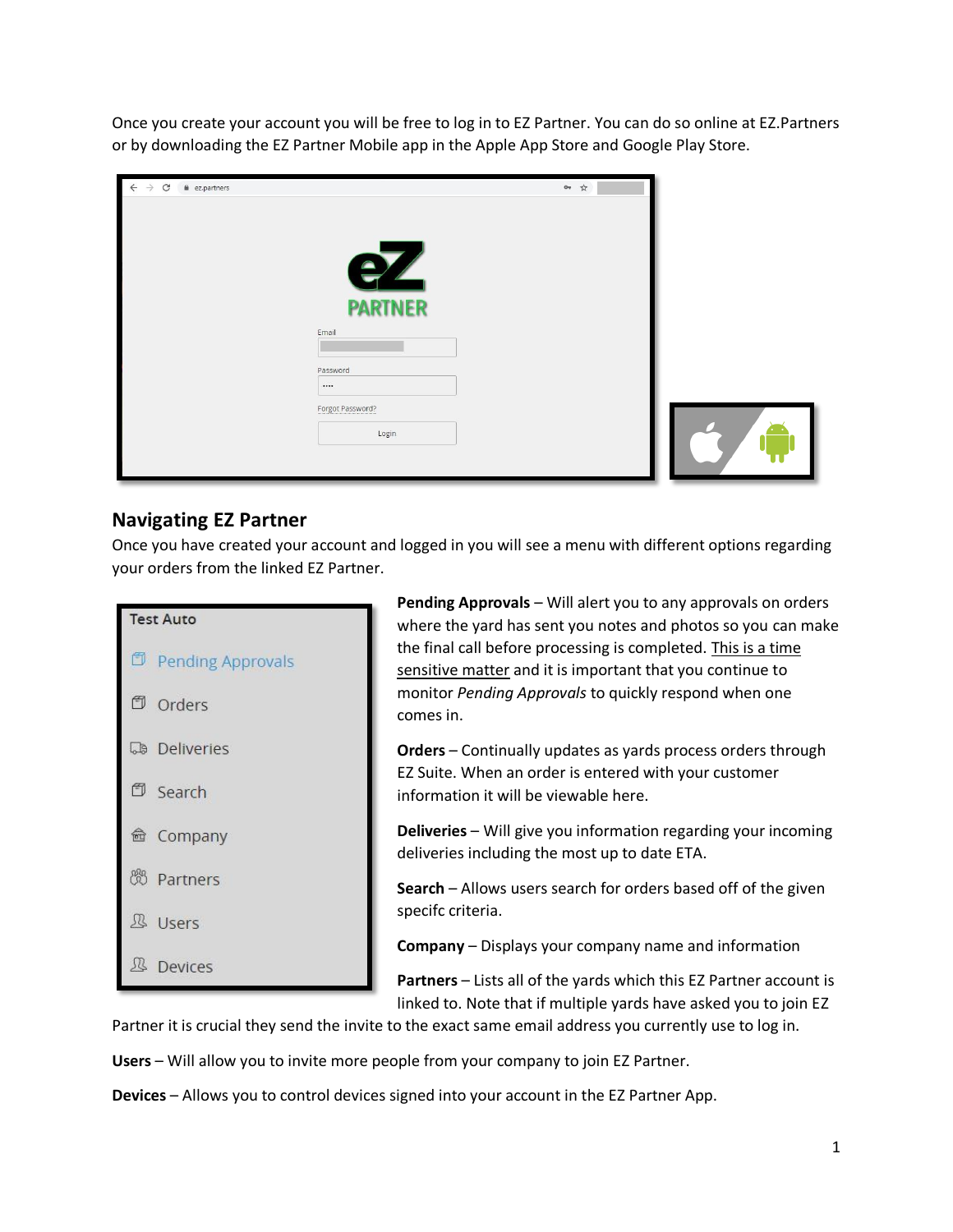Once you create your account you will be free to log in to EZ Partner. You can do so online at EZ.Partners or by downloading the EZ Partner Mobile app in the Apple App Store and Google Play Store.

## Navigating EZ Partner

Once you have created your account and logged in you will see a menu with different options regarding your orders from the linked EZ Partner.

**Pending Approvals** – Will alert you to any approvals on orders where the yard has sent you notes and photos so you can make the final call before processing is completed. <u>This is a time sensitive matter</u> and it is important that you continue to monitor *Pending Approvals* to quickly respond when one comes in.

**Orders** – Continually updates as yards process orders through EZ Suite. When an order is entered with your customer information it will be viewable here.

**Deliveries** – Will give you information regarding your incoming deliveries including the most up to date ETA.

**Search** – Allows users search for orders based off of the given specifc criteria.

**Company** – Displays your company name and information

**Partners** – Lists all of the yards which this EZ Partner account is linked to. Note that if multiple yards have asked you to join EZ Partner it is crucial they send the invite to the exact same email address you currently use to log in.

**Users** – Will allow you to invite more people from your company to join EZ Partner.

**Devices** – Allows you to control devices signed into your account in the EZ Partner App.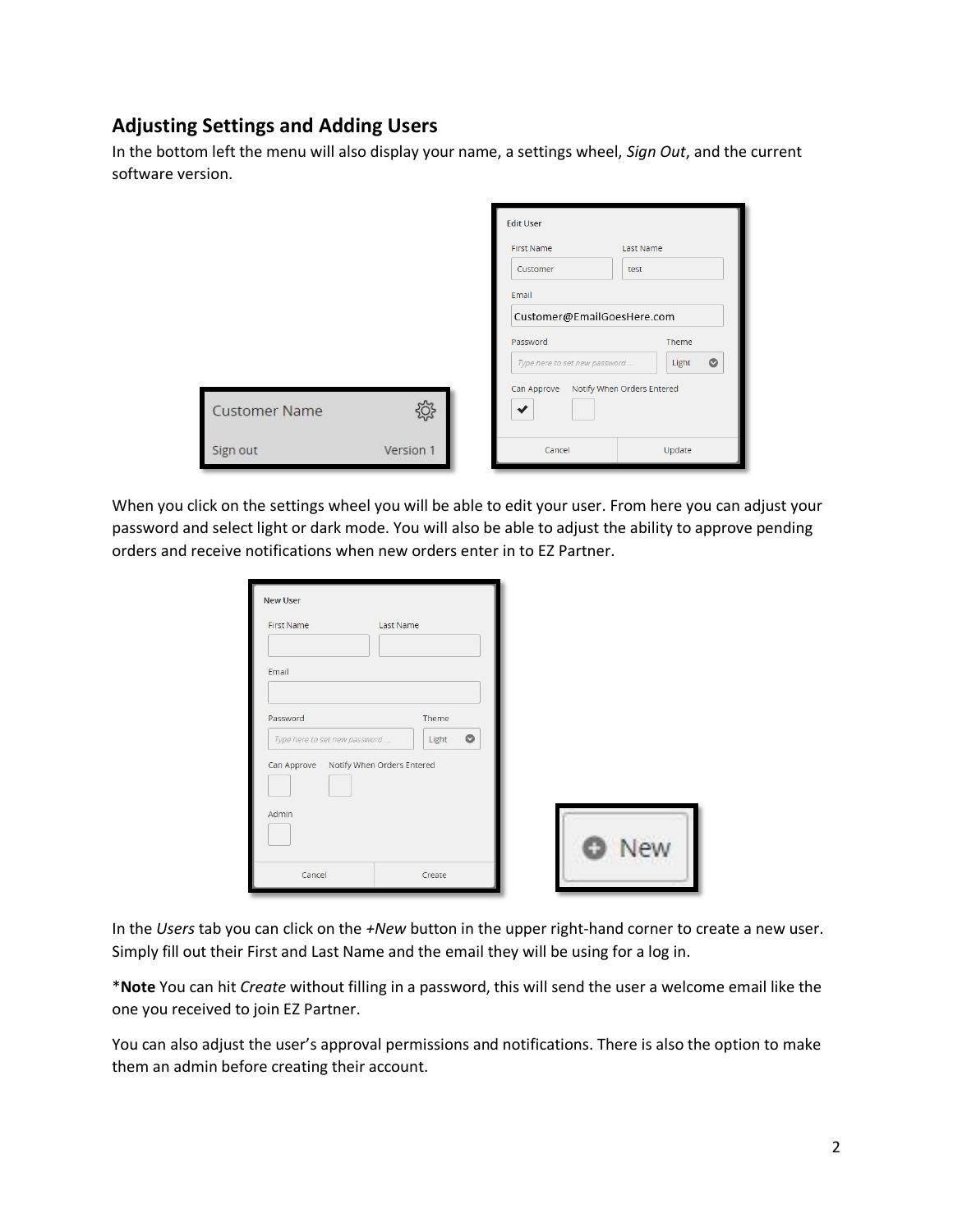## Adjusting Settings and Adding Users

In the bottom left the menu will also display your name, a settings wheel, *Sign Out*, and the current software version.

When you click on the settings wheel you will be able to edit your user. From here you can adjust your password and select light or dark mode. You will also be able to adjust the ability to approve pending orders and receive notifications when new orders enter in to EZ Partner.

In the *Users* tab you can click on the *+New* button in the upper right-hand corner to create a new user. Simply fill out their First and Last Name and the email they will be using for a log in.

\***Note** You can hit *Create* without filling in a password, this will send the user a welcome email like the one you received to join EZ Partner.

You can also adjust the user's approval permissions and notifications. There is also the option to make them an admin before creating their account.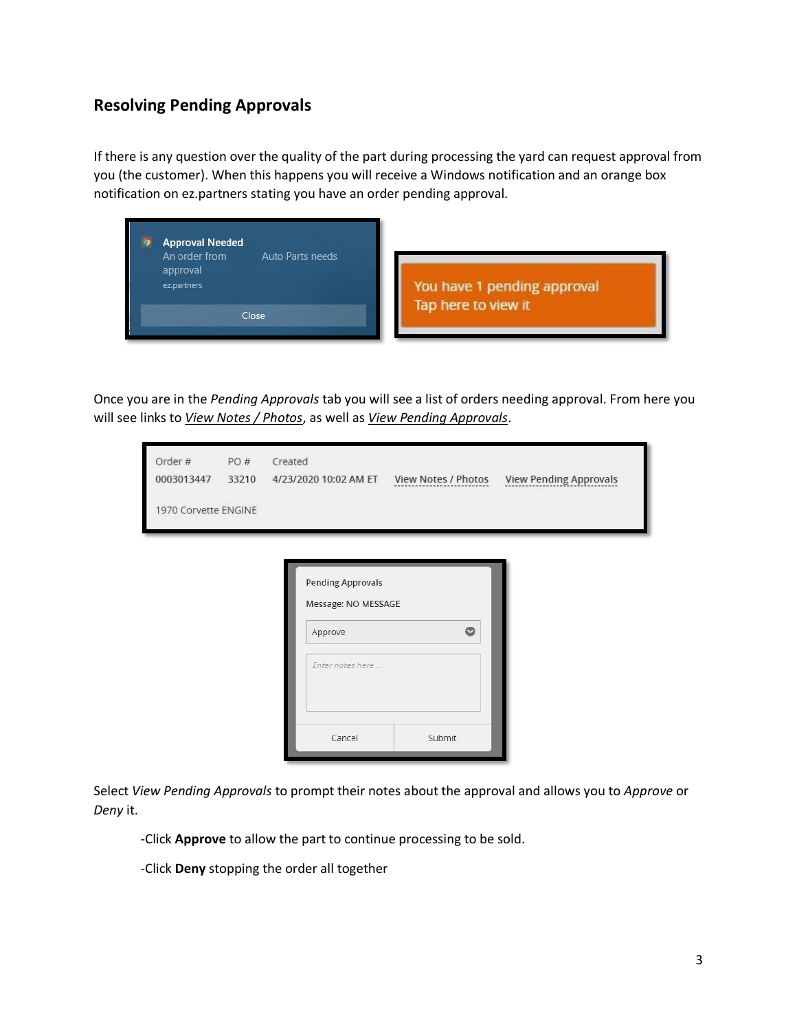## Resolving Pending Approvals

If there is any question over the quality of the part during processing the yard can request approval from you (the customer). When this happens you will receive a Windows notification and an orange box notification on ez.partners stating you have an order pending approval.

Approval Needed
An order from Auto Parts needs approval
ez.partners
Close

You have 1 pending approval
Tap here to view it

Once you are in the *Pending Approvals* tab you will see a list of orders needing approval. From here you will see links to *View Notes / Photos*, as well as *View Pending Approvals*.

| Order # | PO # | Created | | |
|---|---|---|---|---|
| 0003013447 | 33210 | 4/23/2020 10:02 AM ET | View Notes / Photos | View Pending Approvals |
| 1970 Corvette ENGINE | | | | |

Pending Approvals
Message: NO MESSAGE
Approve
Enter notes here ...
Cancel
Submit

Select *View Pending Approvals* to prompt their notes about the approval and allows you to *Approve* or *Deny* it.

-Click **Approve** to allow the part to continue processing to be sold.

-Click **Deny** stopping the order all together